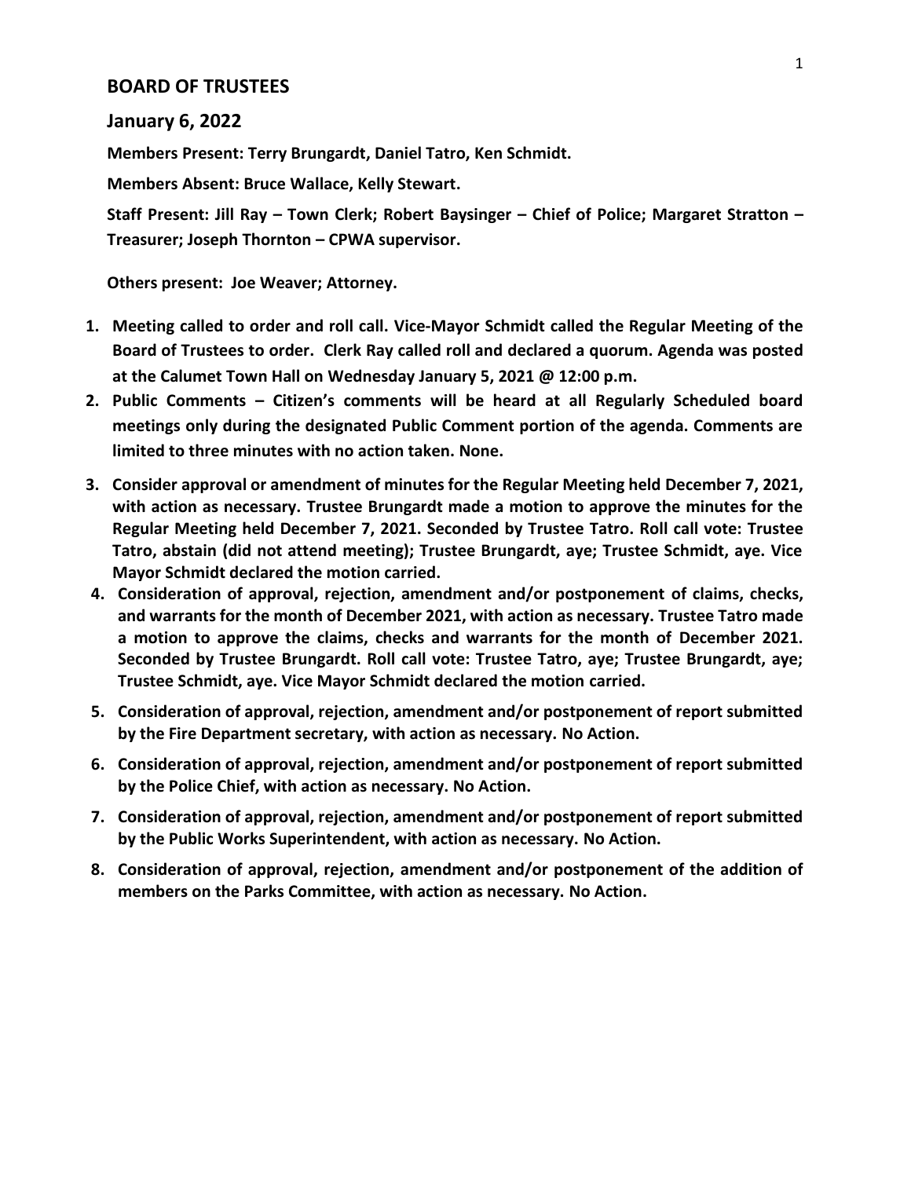## BOARD OF TRUSTEES

## January 6, 2022

**Members Present: Terry Brungardt, Daniel Tatro, Ken Schmidt.**

**Members Absent: Bruce Wallace, Kelly Stewart.**

**Staff Present: Jill Ray – Town Clerk; Robert Baysinger – Chief of Police; Margaret Stratton – Treasurer; Joseph Thornton – CPWA supervisor.**

**Others present: Joe Weaver; Attorney.**

1. **Meeting called to order and roll call. Vice-Mayor Schmidt called the Regular Meeting of the Board of Trustees to order. Clerk Ray called roll and declared a quorum. Agenda was posted at the Calumet Town Hall on Wednesday January 5, 2021 @ 12:00 p.m.**
2. **Public Comments – Citizen's comments will be heard at all Regularly Scheduled board meetings only during the designated Public Comment portion of the agenda. Comments are limited to three minutes with no action taken. None.**
3. **Consider approval or amendment of minutes for the Regular Meeting held December 7, 2021, with action as necessary. Trustee Brungardt made a motion to approve the minutes for the Regular Meeting held December 7, 2021. Seconded by Trustee Tatro. Roll call vote: Trustee Tatro, abstain (did not attend meeting); Trustee Brungardt, aye; Trustee Schmidt, aye. Vice Mayor Schmidt declared the motion carried.**
4. **Consideration of approval, rejection, amendment and/or postponement of claims, checks, and warrants for the month of December 2021, with action as necessary. Trustee Tatro made a motion to approve the claims, checks and warrants for the month of December 2021. Seconded by Trustee Brungardt. Roll call vote: Trustee Tatro, aye; Trustee Brungardt, aye; Trustee Schmidt, aye. Vice Mayor Schmidt declared the motion carried.**
5. **Consideration of approval, rejection, amendment and/or postponement of report submitted by the Fire Department secretary, with action as necessary. No Action.**
6. **Consideration of approval, rejection, amendment and/or postponement of report submitted by the Police Chief, with action as necessary. No Action.**
7. **Consideration of approval, rejection, amendment and/or postponement of report submitted by the Public Works Superintendent, with action as necessary. No Action.**
8. **Consideration of approval, rejection, amendment and/or postponement of the addition of members on the Parks Committee, with action as necessary. No Action.**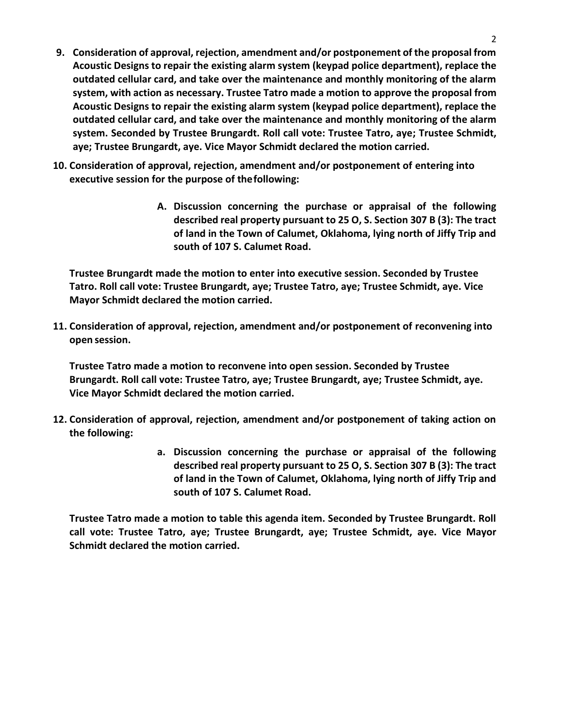9. **Consideration of approval, rejection, amendment and/or postponement of the proposal from Acoustic Designs to repair the existing alarm system (keypad police department), replace the outdated cellular card, and take over the maintenance and monthly monitoring of the alarm system, with action as necessary. Trustee Tatro made a motion to approve the proposal from Acoustic Designs to repair the existing alarm system (keypad police department), replace the outdated cellular card, and take over the maintenance and monthly monitoring of the alarm system. Seconded by Trustee Brungardt. Roll call vote: Trustee Tatro, aye; Trustee Schmidt, aye; Trustee Brungardt, aye. Vice Mayor Schmidt declared the motion carried.**

10. **Consideration of approval, rejection, amendment and/or postponement of entering into executive session for the purpose of the following:**

    A. **Discussion concerning the purchase or appraisal of the following described real property pursuant to 25 O, S. Section 307 B (3): The tract of land in the Town of Calumet, Oklahoma, lying north of Jiffy Trip and south of 107 S. Calumet Road.**

    **Trustee Brungardt made the motion to enter into executive session. Seconded by Trustee Tatro. Roll call vote: Trustee Brungardt, aye; Trustee Tatro, aye; Trustee Schmidt, aye. Vice Mayor Schmidt declared the motion carried.**

11. **Consideration of approval, rejection, amendment and/or postponement of reconvening into open session.**

    **Trustee Tatro made a motion to reconvene into open session. Seconded by Trustee Brungardt. Roll call vote: Trustee Tatro, aye; Trustee Brungardt, aye; Trustee Schmidt, aye. Vice Mayor Schmidt declared the motion carried.**

12. **Consideration of approval, rejection, amendment and/or postponement of taking action on the following:**

    a. **Discussion concerning the purchase or appraisal of the following described real property pursuant to 25 O, S. Section 307 B (3): The tract of land in the Town of Calumet, Oklahoma, lying north of Jiffy Trip and south of 107 S. Calumet Road.**

    **Trustee Tatro made a motion to table this agenda item. Seconded by Trustee Brungardt. Roll call vote: Trustee Tatro, aye; Trustee Brungardt, aye; Trustee Schmidt, aye. Vice Mayor Schmidt declared the motion carried.**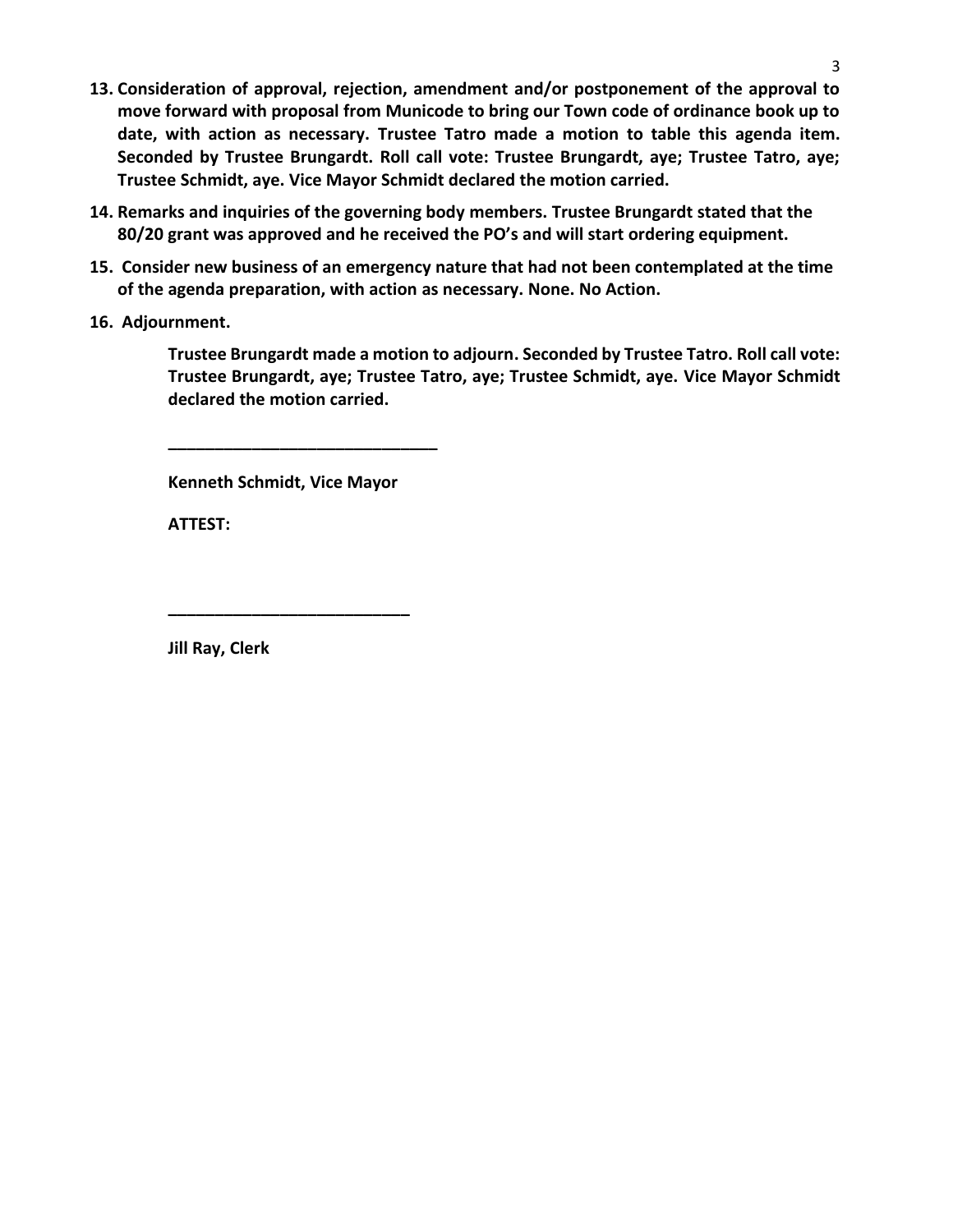13. **Consideration of approval, rejection, amendment and/or postponement of the approval to move forward with proposal from Municode to bring our Town code of ordinance book up to date, with action as necessary. Trustee Tatro made a motion to table this agenda item. Seconded by Trustee Brungardt. Roll call vote: Trustee Brungardt, aye; Trustee Tatro, aye; Trustee Schmidt, aye. Vice Mayor Schmidt declared the motion carried.**

14. **Remarks and inquiries of the governing body members. Trustee Brungardt stated that the 80/20 grant was approved and he received the PO's and will start ordering equipment.**

15. **Consider new business of an emergency nature that had not been contemplated at the time of the agenda preparation, with action as necessary. None. No Action.**

16. **Adjournment.**

    **Trustee Brungardt made a motion to adjourn. Seconded by Trustee Tatro. Roll call vote: Trustee Brungardt, aye; Trustee Tatro, aye; Trustee Schmidt, aye. Vice Mayor Schmidt declared the motion carried.**

    ______________________________

    **Kenneth Schmidt, Vice Mayor**

    **ATTEST:**

    ___________________________

    **Jill Ray, Clerk**